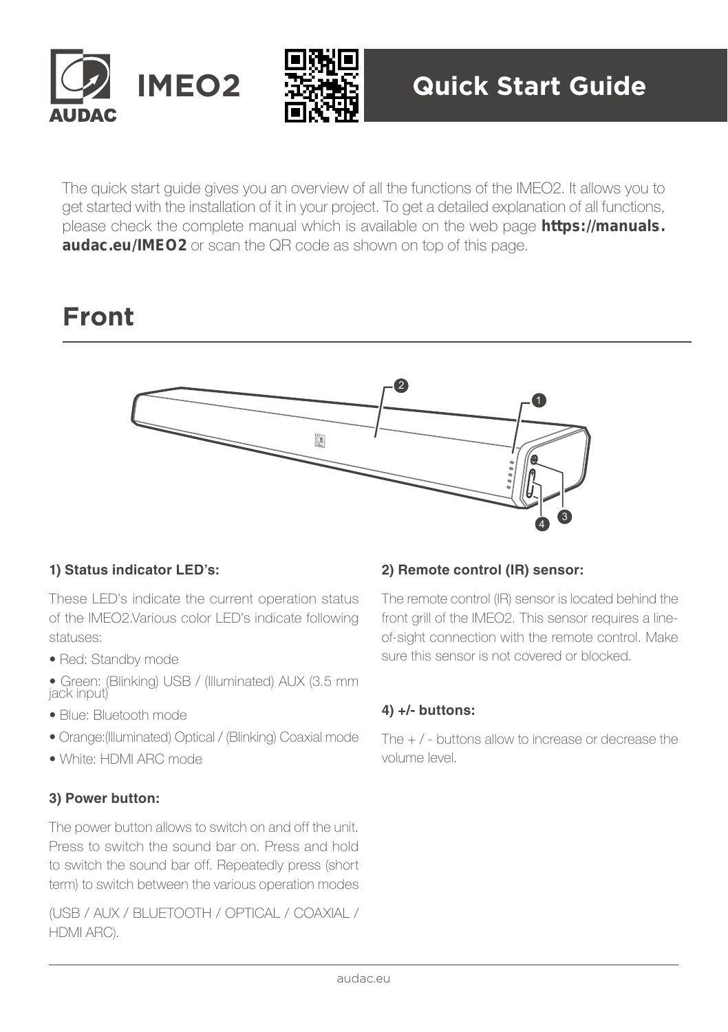# IMEO2

## Quick Start Guide

The quick start guide gives you an overview of all the functions of the IMEO2. It allows you to get started with the installation of it in your project. To get a detailed explanation of all functions, please check the complete manual which is available on the web page **https://manuals.audac.eu/IMEO2** or scan the QR code as shown on top of this page.

## Front

### 1) Status indicator LED's:

These LED's indicate the current operation status of the IMEO2.Various color LED's indicate following statuses:

- Red: Standby mode
- Green: (Blinking) USB / (Illuminated) AUX (3.5 mm jack input)
- Blue: Bluetooth mode
- Orange:(Illuminated) Optical / (Blinking) Coaxial mode
- White: HDMI ARC mode

### 3) Power button:

The power button allows to switch on and off the unit. Press to switch the sound bar on. Press and hold to switch the sound bar off. Repeatedly press (short term) to switch between the various operation modes

(USB / AUX / BLUETOOTH / OPTICAL / COAXIAL / HDMI ARC).

### 2) Remote control (IR) sensor:

The remote control (IR) sensor is located behind the front grill of the IMEO2. This sensor requires a line-of-sight connection with the remote control. Make sure this sensor is not covered or blocked.

### 4) +/- buttons:

The + / - buttons allow to increase or decrease the volume level.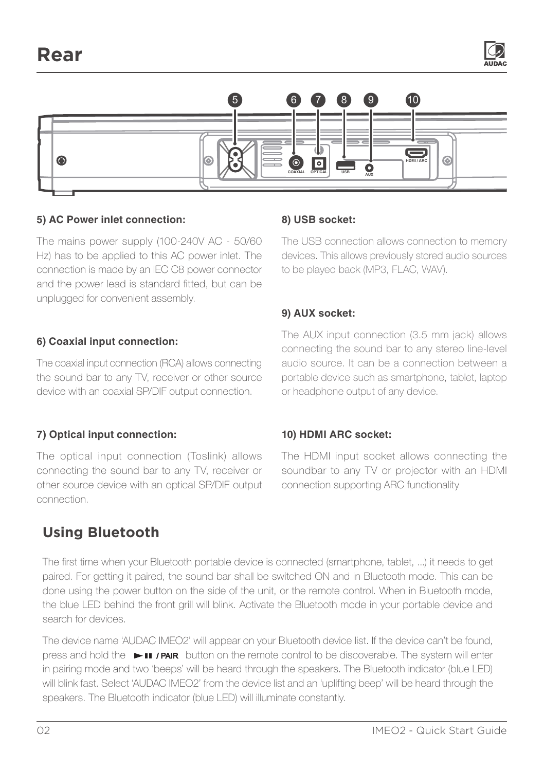# Rear

### 5) AC Power inlet connection:

The mains power supply (100-240V AC - 50/60 Hz) has to be applied to this AC power inlet. The connection is made by an IEC C8 power connector and the power lead is standard fitted, but can be unplugged for convenient assembly.

### 6) Coaxial input connection:

The coaxial input connection (RCA) allows connecting the sound bar to any TV, receiver or other source device with an coaxial SP/DIF output connection.

### 7) Optical input connection:

The optical input connection (Toslink) allows connecting the sound bar to any TV, receiver or other source device with an optical SP/DIF output connection.

### 8) USB socket:

The USB connection allows connection to memory devices. This allows previously stored audio sources to be played back (MP3, FLAC, WAV).

### 9) AUX socket:

The AUX input connection (3.5 mm jack) allows connecting the sound bar to any stereo line-level audio source. It can be a connection between a portable device such as smartphone, tablet, laptop or headphone output of any device.

### 10) HDMI ARC socket:

The HDMI input socket allows connecting the soundbar to any TV or projector with an HDMI connection supporting ARC functionality

## Using Bluetooth

The first time when your Bluetooth portable device is connected (smartphone, tablet, ...) it needs to get paired. For getting it paired, the sound bar shall be switched ON and in Bluetooth mode. This can be done using the power button on the side of the unit, or the remote control. When in Bluetooth mode, the blue LED behind the front grill will blink. Activate the Bluetooth mode in your portable device and search for devices.

The device name 'AUDAC IMEO2' will appear on your Bluetooth device list. If the device can't be found, press and hold the ►II / PAIR button on the remote control to be discoverable. The system will enter in pairing mode and two 'beeps' will be heard through the speakers. The Bluetooth indicator (blue LED) will blink fast. Select 'AUDAC IMEO2' from the device list and an 'uplifting beep' will be heard through the speakers. The Bluetooth indicator (blue LED) will illuminate constantly.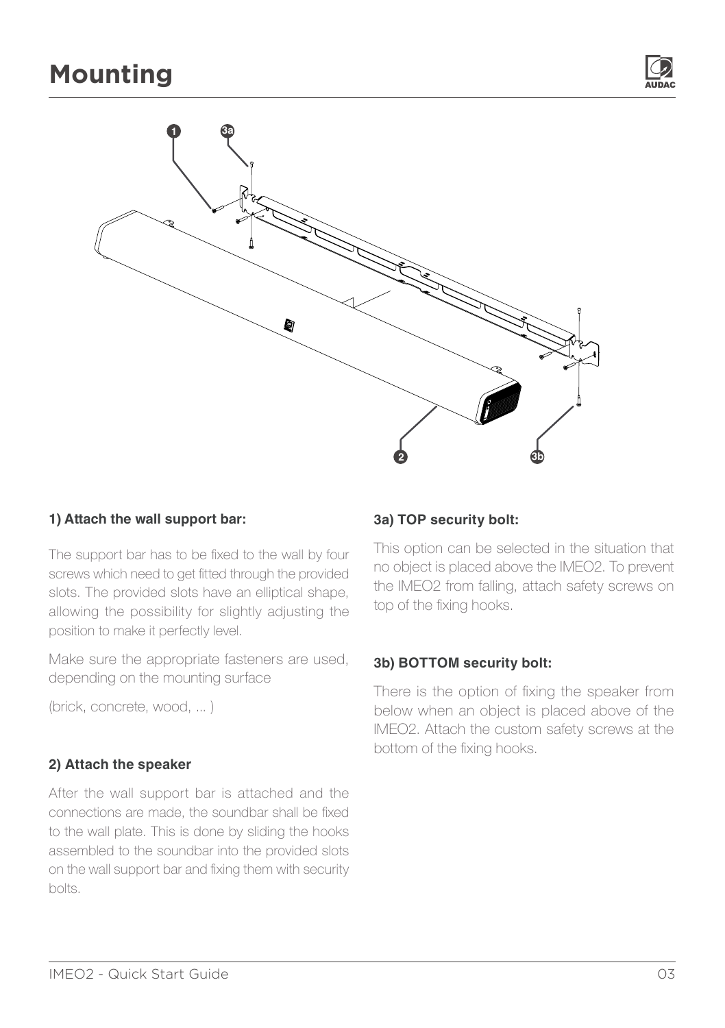# Mounting

### 1) Attach the wall support bar:

The support bar has to be fixed to the wall by four screws which need to get fitted through the provided slots. The provided slots have an elliptical shape, allowing the possibility for slightly adjusting the position to make it perfectly level.

Make sure the appropriate fasteners are used, depending on the mounting surface

(brick, concrete, wood, ... )

### 2) Attach the speaker

After the wall support bar is attached and the connections are made, the soundbar shall be fixed to the wall plate. This is done by sliding the hooks assembled to the soundbar into the provided slots on the wall support bar and fixing them with security bolts.

### 3a) TOP security bolt:

This option can be selected in the situation that no object is placed above the IMEO2. To prevent the IMEO2 from falling, attach safety screws on top of the fixing hooks.

### 3b) BOTTOM security bolt:

There is the option of fixing the speaker from below when an object is placed above of the IMEO2. Attach the custom safety screws at the bottom of the fixing hooks.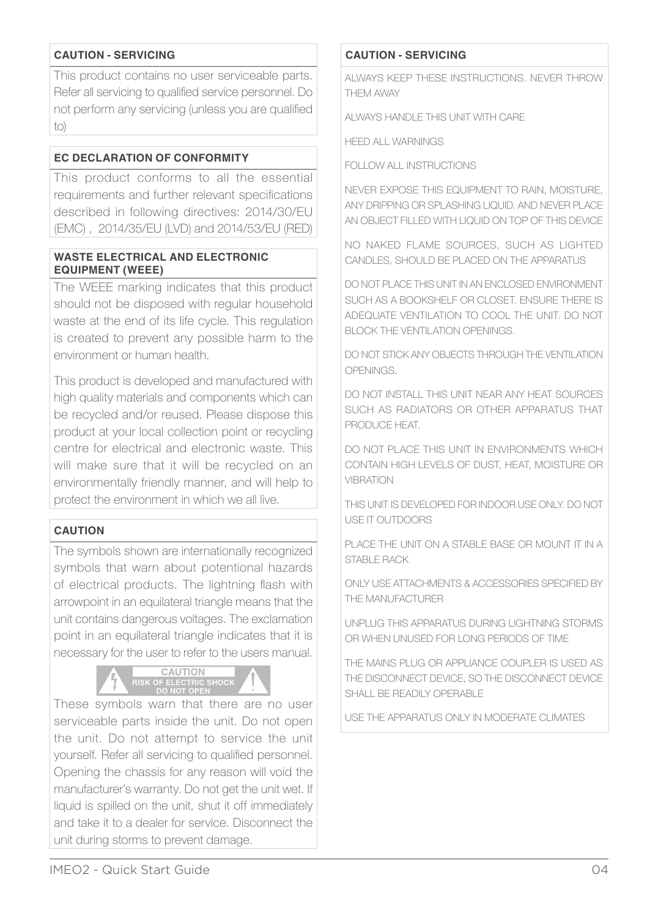**CAUTION - SERVICING**

This product contains no user serviceable parts. Refer all servicing to qualified service personnel. Do not perform any servicing (unless you are qualified to)

**EC DECLARATION OF CONFORMITY**

This product conforms to all the essential requirements and further relevant specifications described in following directives: 2014/30/EU (EMC) , 2014/35/EU (LVD) and 2014/53/EU (RED)

**WASTE ELECTRICAL AND ELECTRONIC EQUIPMENT (WEEE)**

The WEEE marking indicates that this product should not be disposed with regular household waste at the end of its life cycle. This regulation is created to prevent any possible harm to the environment or human health.

This product is developed and manufactured with high quality materials and components which can be recycled and/or reused. Please dispose this product at your local collection point or recycling centre for electrical and electronic waste. This will make sure that it will be recycled on an environmentally friendly manner, and will help to protect the environment in which we all live.

**CAUTION**

The symbols shown are internationally recognized symbols that warn about potentional hazards of electrical products. The lightning flash with arrowpoint in an equilateral triangle means that the unit contains dangerous voltages. The exclamation point in an equilateral triangle indicates that it is necessary for the user to refer to the users manual.

CAUTION
RISK OF ELECTRIC SHOCK
DO NOT OPEN

These symbols warn that there are no user serviceable parts inside the unit. Do not open the unit. Do not attempt to service the unit yourself. Refer all servicing to qualified personnel. Opening the chassis for any reason will void the manufacturer's warranty. Do not get the unit wet. If liquid is spilled on the unit, shut it off immediately and take it to a dealer for service. Disconnect the unit during storms to prevent damage.

**CAUTION - SERVICING**

ALWAYS KEEP THESE INSTRUCTIONS. NEVER THROW THEM AWAY

ALWAYS HANDLE THIS UNIT WITH CARE

HEED ALL WARNINGS

FOLLOW ALL INSTRUCTIONS

NEVER EXPOSE THIS EQUIPMENT TO RAIN, MOISTURE, ANY DRIPPING OR SPLASHING LIQUID. AND NEVER PLACE AN OBJECT FILLED WITH LIQUID ON TOP OF THIS DEVICE

NO NAKED FLAME SOURCES, SUCH AS LIGHTED CANDLES, SHOULD BE PLACED ON THE APPARATUS

DO NOT PLACE THIS UNIT IN AN ENCLOSED ENVIRONMENT SUCH AS A BOOKSHELF OR CLOSET. ENSURE THERE IS ADEQUATE VENTILATION TO COOL THE UNIT. DO NOT BLOCK THE VENTILATION OPENINGS.

DO NOT STICK ANY OBJECTS THROUGH THE VENTILATION OPENINGS.

DO NOT INSTALL THIS UNIT NEAR ANY HEAT SOURCES SUCH AS RADIATORS OR OTHER APPARATUS THAT PRODUCE HEAT.

DO NOT PLACE THIS UNIT IN ENVIRONMENTS WHICH CONTAIN HIGH LEVELS OF DUST, HEAT, MOISTURE OR VIBRATION

THIS UNIT IS DEVELOPED FOR INDOOR USE ONLY. DO NOT USE IT OUTDOORS

PLACE THE UNIT ON A STABLE BASE OR MOUNT IT IN A STABLE RACK

ONLY USE ATTACHMENTS & ACCESSORIES SPECIFIED BY THE MANUFACTURER

UNPLUG THIS APPARATUS DURING LIGHTNING STORMS OR WHEN UNUSED FOR LONG PERIODS OF TIME

THE MAINS PLUG OR APPLIANCE COUPLER IS USED AS THE DISCONNECT DEVICE, SO THE DISCONNECT DEVICE SHALL BE READILY OPERABLE

USE THE APPARATUS ONLY IN MODERATE CLIMATES